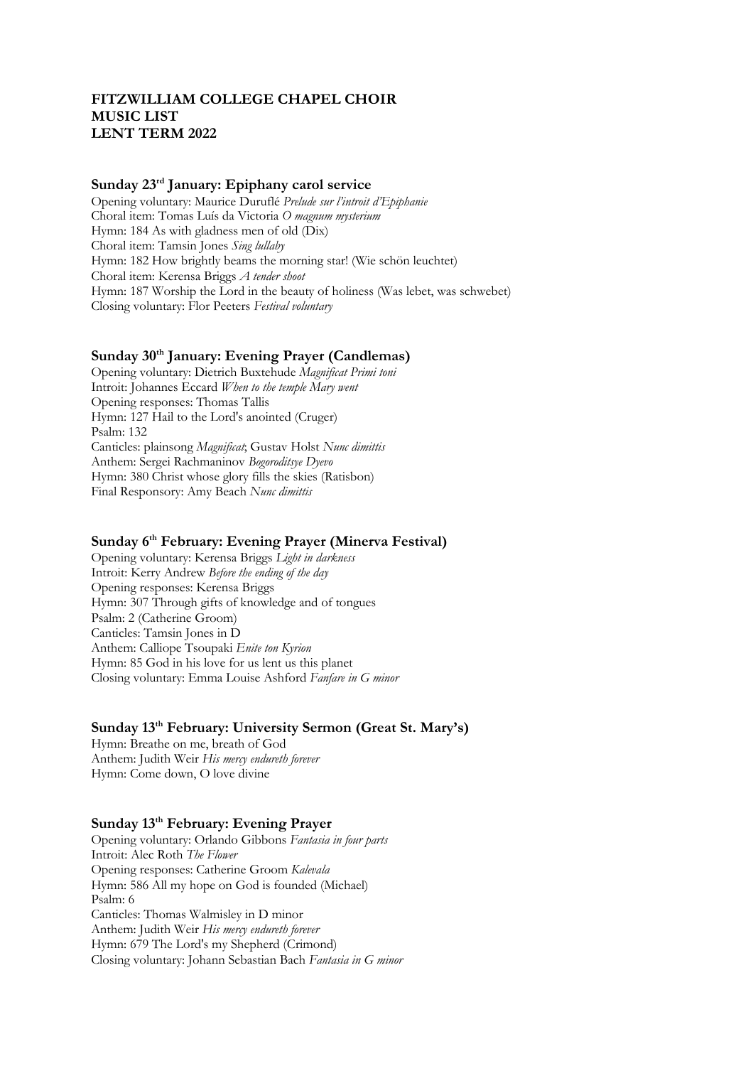# FITZWILLIAM COLLEGE CHAPEL CHOIR
# MUSIC LIST
# LENT TERM 2022

## Sunday 23rd January: Epiphany carol service

Opening voluntary: Maurice Duruflé *Prelude sur l'introit d'Epiphanie*
Choral item: Tomas Luís da Victoria *O magnum mysterium*
Hymn: 184 As with gladness men of old (Dix)
Choral item: Tamsin Jones *Sing lullaby*
Hymn: 182 How brightly beams the morning star! (Wie schön leuchtet)
Choral item: Kerensa Briggs *A tender shoot*
Hymn: 187 Worship the Lord in the beauty of holiness (Was lebet, was schwebet)
Closing voluntary: Flor Peeters *Festival voluntary*

## Sunday 30th January: Evening Prayer (Candlemas)

Opening voluntary: Dietrich Buxtehude *Magnificat Primi toni*
Introit: Johannes Eccard *When to the temple Mary went*
Opening responses: Thomas Tallis
Hymn: 127 Hail to the Lord's anointed (Cruger)
Psalm: 132
Canticles: plainsong *Magnificat*; Gustav Holst *Nunc dimittis*
Anthem: Sergei Rachmaninov *Bogoroditsye Dyevo*
Hymn: 380 Christ whose glory fills the skies (Ratisbon)
Final Responsory: Amy Beach *Nunc dimittis*

## Sunday 6th February: Evening Prayer (Minerva Festival)

Opening voluntary: Kerensa Briggs *Light in darkness*
Introit: Kerry Andrew *Before the ending of the day*
Opening responses: Kerensa Briggs
Hymn: 307 Through gifts of knowledge and of tongues
Psalm: 2 (Catherine Groom)
Canticles: Tamsin Jones in D
Anthem: Calliope Tsoupaki *Enite ton Kyrion*
Hymn: 85 God in his love for us lent us this planet
Closing voluntary: Emma Louise Ashford *Fanfare in G minor*

## Sunday 13th February: University Sermon (Great St. Mary's)

Hymn: Breathe on me, breath of God
Anthem: Judith Weir *His mercy endureth forever*
Hymn: Come down, O love divine

## Sunday 13th February: Evening Prayer

Opening voluntary: Orlando Gibbons *Fantasia in four parts*
Introit: Alec Roth *The Flower*
Opening responses: Catherine Groom *Kalevala*
Hymn: 586 All my hope on God is founded (Michael)
Psalm: 6
Canticles: Thomas Walmisley in D minor
Anthem: Judith Weir *His mercy endureth forever*
Hymn: 679 The Lord's my Shepherd (Crimond)
Closing voluntary: Johann Sebastian Bach *Fantasia in G minor*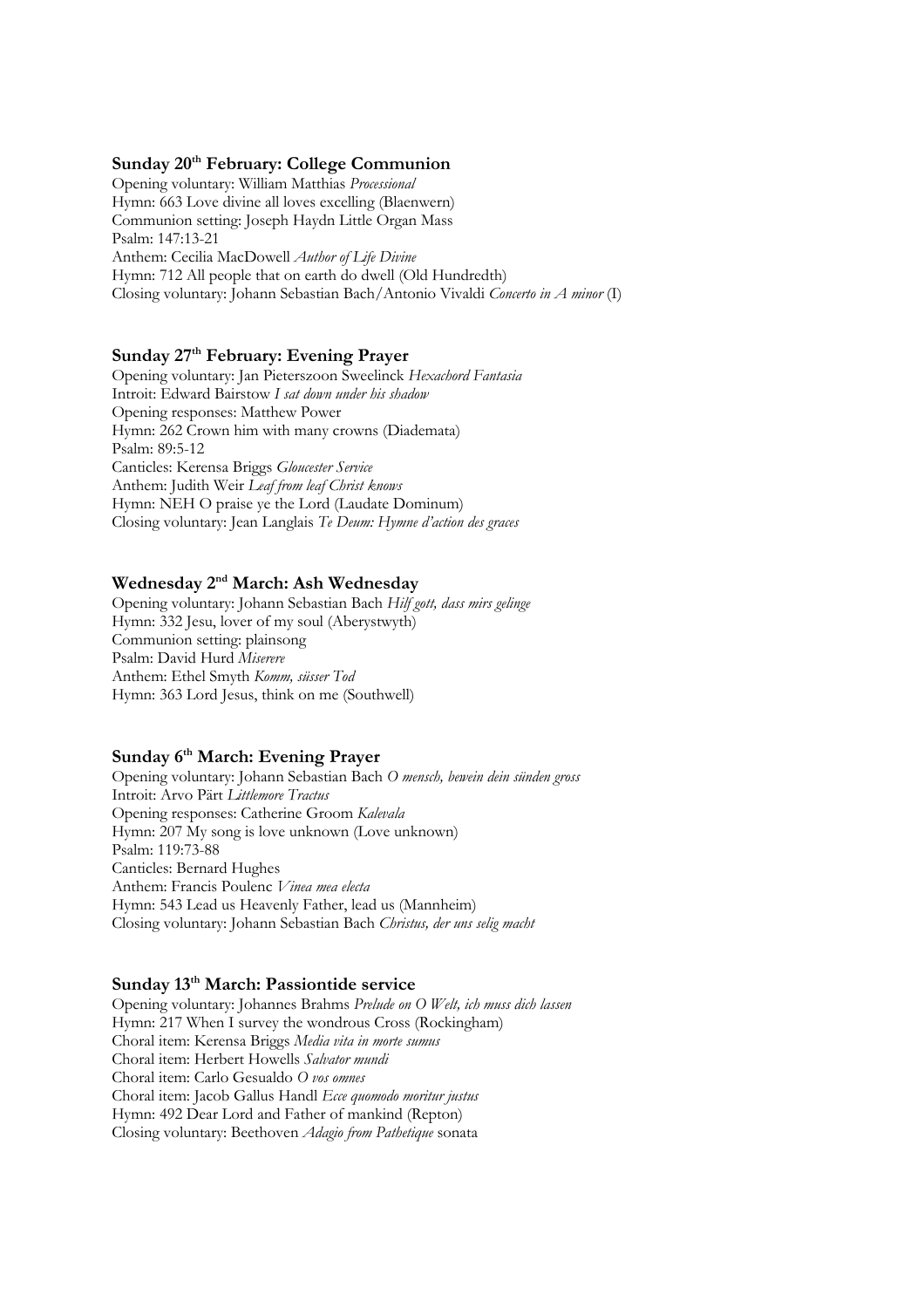### Sunday 20th February: College Communion

Opening voluntary: William Matthias *Processional*
Hymn: 663 Love divine all loves excelling (Blaenwern)
Communion setting: Joseph Haydn Little Organ Mass
Psalm: 147:13-21
Anthem: Cecilia MacDowell *Author of Life Divine*
Hymn: 712 All people that on earth do dwell (Old Hundredth)
Closing voluntary: Johann Sebastian Bach/Antonio Vivaldi *Concerto in A minor* (I)

### Sunday 27th February: Evening Prayer

Opening voluntary: Jan Pieterszoon Sweelinck *Hexachord Fantasia*
Introit: Edward Bairstow *I sat down under his shadow*
Opening responses: Matthew Power
Hymn: 262 Crown him with many crowns (Diademata)
Psalm: 89:5-12
Canticles: Kerensa Briggs *Gloucester Service*
Anthem: Judith Weir *Leaf from leaf Christ knows*
Hymn: NEH O praise ye the Lord (Laudate Dominum)
Closing voluntary: Jean Langlais *Te Deum: Hymne d'action des graces*

### Wednesday 2nd March: Ash Wednesday

Opening voluntary: Johann Sebastian Bach *Hilf gott, dass mirs gelinge*
Hymn: 332 Jesu, lover of my soul (Aberystwyth)
Communion setting: plainsong
Psalm: David Hurd *Miserere*
Anthem: Ethel Smyth *Komm, süsser Tod*
Hymn: 363 Lord Jesus, think on me (Southwell)

### Sunday 6th March: Evening Prayer

Opening voluntary: Johann Sebastian Bach *O mensch, bewein dein sünden gross*
Introit: Arvo Pärt *Littlemore Tractus*
Opening responses: Catherine Groom *Kalevala*
Hymn: 207 My song is love unknown (Love unknown)
Psalm: 119:73-88
Canticles: Bernard Hughes
Anthem: Francis Poulenc *Vinea mea electa*
Hymn: 543 Lead us Heavenly Father, lead us (Mannheim)
Closing voluntary: Johann Sebastian Bach *Christus, der uns selig macht*

### Sunday 13th March: Passiontide service

Opening voluntary: Johannes Brahms *Prelude on O Welt, ich muss dich lassen*
Hymn: 217 When I survey the wondrous Cross (Rockingham)
Choral item: Kerensa Briggs *Media vita in morte sumus*
Choral item: Herbert Howells *Salvator mundi*
Choral item: Carlo Gesualdo *O vos omnes*
Choral item: Jacob Gallus Handl *Ecce quomodo moritur justus*
Hymn: 492 Dear Lord and Father of mankind (Repton)
Closing voluntary: Beethoven *Adagio from Pathetique* sonata